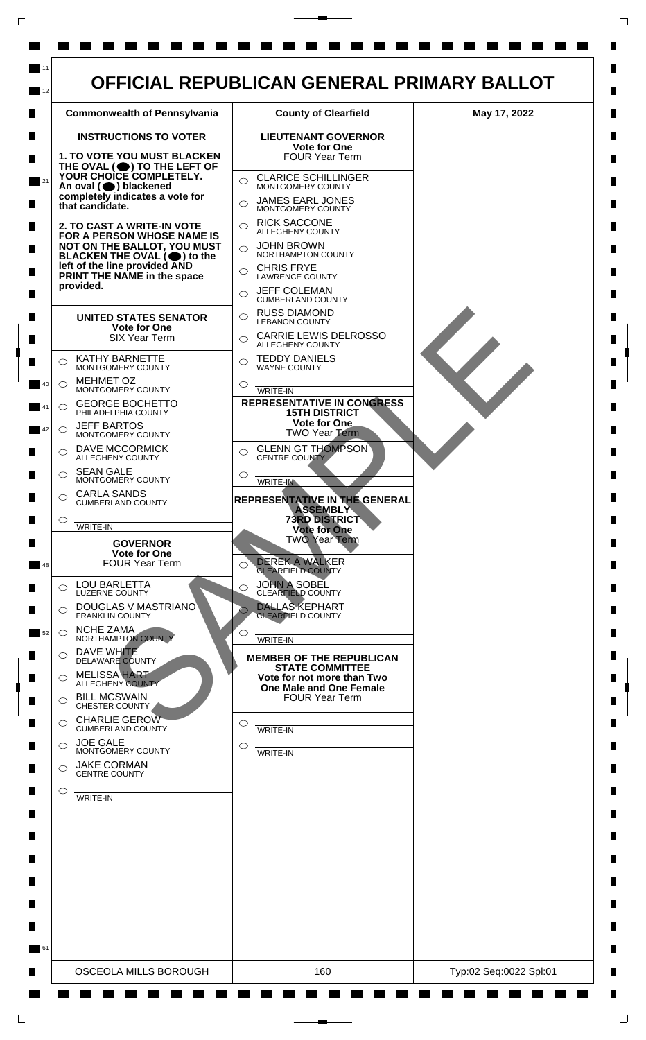# OFFICIAL REPUBLICAN GENERAL PRIMARY BALLOT

| Commonwealth of Pennsylvania | County of Clearfield | May 17, 2022 |
|---|---|---|

**INSTRUCTIONS TO VOTER**

**1. TO VOTE YOU MUST BLACKEN THE OVAL (⬬) TO THE LEFT OF YOUR CHOICE COMPLETELY. An oval (⬬) blackened completely indicates a vote for that candidate.**

**2. TO CAST A WRITE-IN VOTE FOR A PERSON WHOSE NAME IS NOT ON THE BALLOT, YOU MUST BLACKEN THE OVAL (⬬) to the left of the line provided AND PRINT THE NAME in the space provided.**

## UNITED STATES SENATOR

**Vote for One**
SIX Year Term

- ○ KATHY BARNETTE — MONTGOMERY COUNTY
- ○ MEHMET OZ — MONTGOMERY COUNTY
- ○ GEORGE BOCHETTO — PHILADELPHIA COUNTY
- ○ JEFF BARTOS — MONTGOMERY COUNTY
- ○ DAVE MCCORMICK — ALLEGHENY COUNTY
- ○ SEAN GALE — MONTGOMERY COUNTY
- ○ CARLA SANDS — CUMBERLAND COUNTY
- ○ ______ WRITE-IN

## GOVERNOR

**Vote for One**
FOUR Year Term

- ○ LOU BARLETTA — LUZERNE COUNTY
- ○ DOUGLAS V MASTRIANO — FRANKLIN COUNTY
- ○ NCHE ZAMA — NORTHAMPTON COUNTY
- ○ DAVE WHITE — DELAWARE COUNTY
- ○ MELISSA HART — ALLEGHENY COUNTY
- ○ BILL MCSWAIN — CHESTER COUNTY
- ○ CHARLIE GEROW — CUMBERLAND COUNTY
- ○ JOE GALE — MONTGOMERY COUNTY
- ○ JAKE CORMAN — CENTRE COUNTY
- ○ ______ WRITE-IN

## LIEUTENANT GOVERNOR

**Vote for One**
FOUR Year Term

- ○ CLARICE SCHILLINGER — MONTGOMERY COUNTY
- ○ JAMES EARL JONES — MONTGOMERY COUNTY
- ○ RICK SACCONE — ALLEGHENY COUNTY
- ○ JOHN BROWN — NORTHAMPTON COUNTY
- ○ CHRIS FRYE — LAWRENCE COUNTY
- ○ JEFF COLEMAN — CUMBERLAND COUNTY
- ○ RUSS DIAMOND — LEBANON COUNTY
- ○ CARRIE LEWIS DELROSSO — ALLEGHENY COUNTY
- ○ TEDDY DANIELS — WAYNE COUNTY
- ○ ______ WRITE-IN

## REPRESENTATIVE IN CONGRESS 15TH DISTRICT

**Vote for One**
TWO Year Term

- ○ GLENN GT THOMPSON — CENTRE COUNTY
- ○ ______ WRITE-IN

## REPRESENTATIVE IN THE GENERAL ASSEMBLY 73RD DISTRICT

**Vote for One**
TWO Year Term

- ○ DEREK A WALKER — CLEARFIELD COUNTY
- ○ JOHN A SOBEL — CLEARFIELD COUNTY
- ○ DALLAS KEPHART — CLEARFIELD COUNTY
- ○ ______ WRITE-IN

## MEMBER OF THE REPUBLICAN STATE COMMITTEE

**Vote for not more than Two One Male and One Female**
FOUR Year Term

- ○ ______ WRITE-IN
- ○ ______ WRITE-IN

SAMPLE

| OSCEOLA MILLS BOROUGH | 160 | Typ:02 Seq:0022 Spl:01 |
|---|---|---|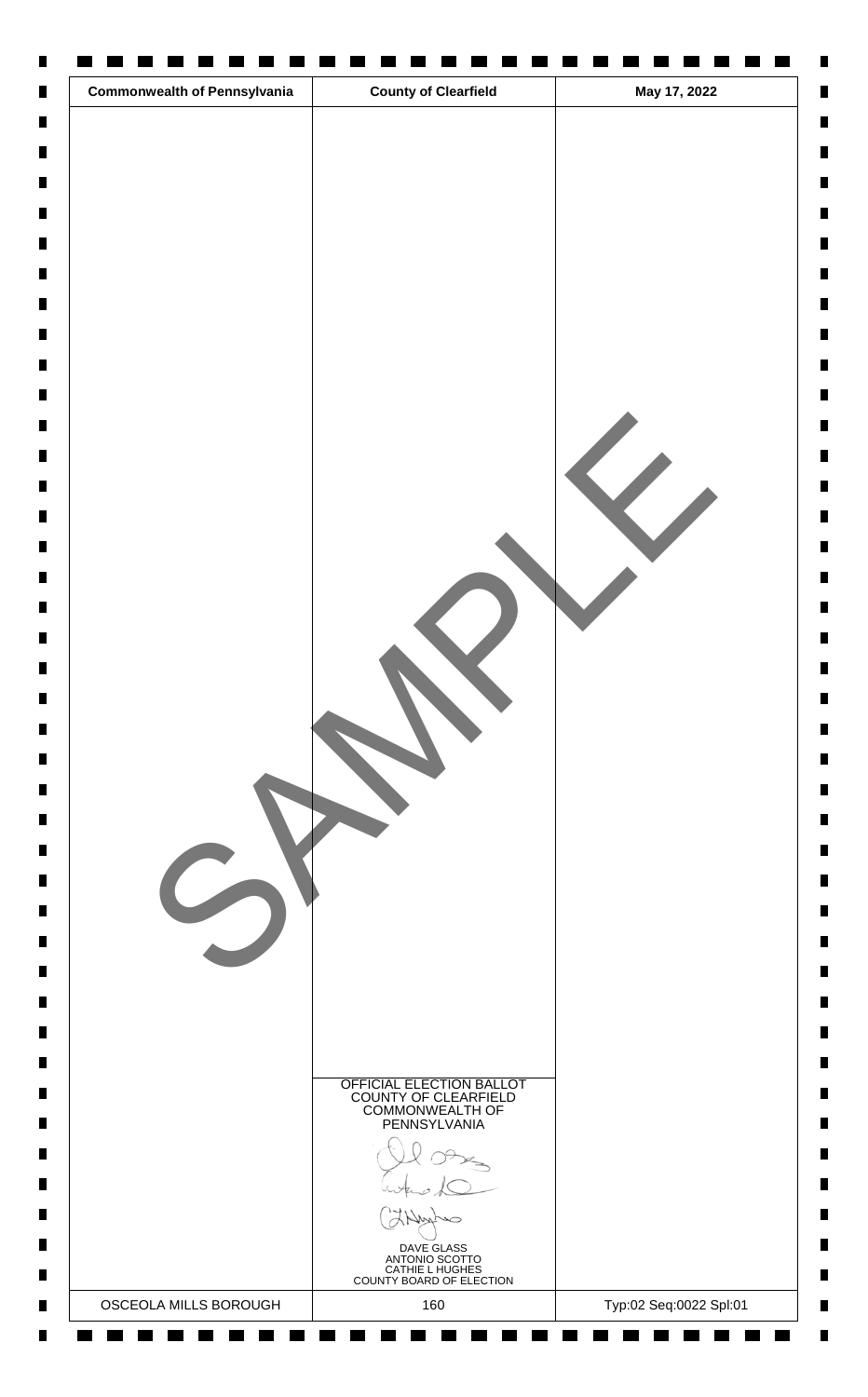| Commonwealth of Pennsylvania | County of Clearfield | May 17, 2022 |
|---|---|---|
| | | |

SAMPLE

OFFICIAL ELECTION BALLOT
COUNTY OF CLEARFIELD
COMMONWEALTH OF
PENNSYLVANIA

DAVE GLASS
ANTONIO SCOTTO
CATHIE L HUGHES
COUNTY BOARD OF ELECTION

| OSCEOLA MILLS BOROUGH | 160 | Typ:02 Seq:0022 Spl:01 |
|---|---|---|